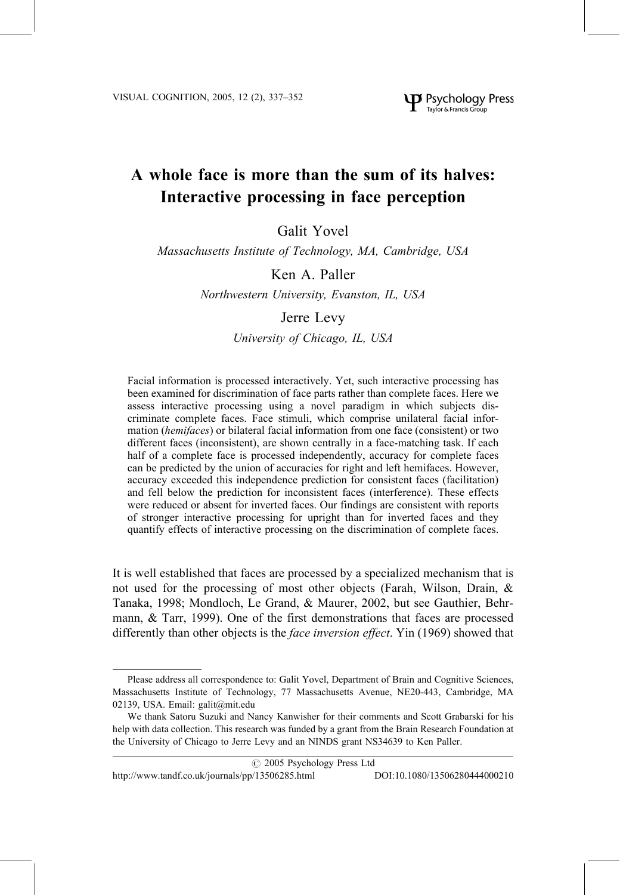# A whole face is more than the sum of its halves: Interactive processing in face perception

Galit Yovel

*Massachusetts Institute of Technology, MA, Cambridge, USA*

Ken A. Paller

*Northwestern University, Evanston, IL, USA*

Jerre Levy

*University of Chicago, IL, USA*

Facial information is processed interactively. Yet, such interactive processing has been examined for discrimination of face parts rather than complete faces. Here we assess interactive processing using a novel paradigm in which subjects discriminate complete faces. Face stimuli, which comprise unilateral facial information (*hemifaces*) or bilateral facial information from one face (consistent) or two different faces (inconsistent), are shown centrally in a face-matching task. If each half of a complete face is processed independently, accuracy for complete faces can be predicted by the union of accuracies for right and left hemifaces. However, accuracy exceeded this independence prediction for consistent faces (facilitation) and fell below the prediction for inconsistent faces (interference). These effects were reduced or absent for inverted faces. Our findings are consistent with reports of stronger interactive processing for upright than for inverted faces and they quantify effects of interactive processing on the discrimination of complete faces.

It is well established that faces are processed by a specialized mechanism that is not used for the processing of most other objects (Farah, Wilson, Drain, & Tanaka, 1998; Mondloch, Le Grand, & Maurer, 2002, but see Gauthier, Behrmann, & Tarr, 1999). One of the first demonstrations that faces are processed differently than other objects is the *face inversion effect*. Yin (1969) showed that

---

Please address all correspondence to: Galit Yovel, Department of Brain and Cognitive Sciences, Massachusetts Institute of Technology, 77 Massachusetts Avenue, NE20-443, Cambridge, MA 02139, USA. Email: galit@mit.edu

We thank Satoru Suzuki and Nancy Kanwisher for their comments and Scott Grabarski for his help with data collection. This research was funded by a grant from the Brain Research Foundation at the University of Chicago to Jerre Levy and an NINDS grant NS34639 to Ken Paller.

© 2005 Psychology Press Ltd

http://www.tandf.co.uk/journals/pp/13506285.html DOI:10.1080/13506280444000210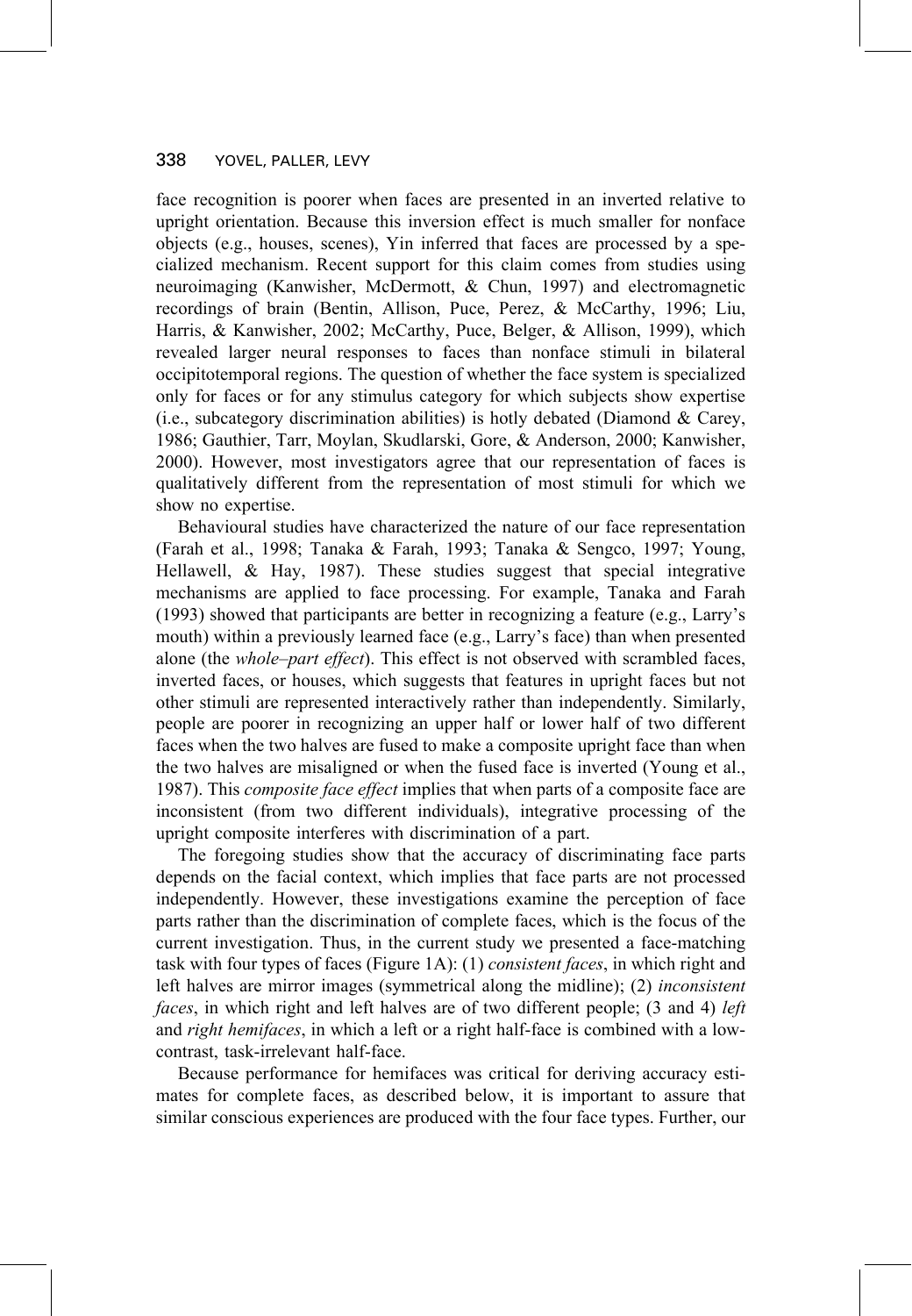face recognition is poorer when faces are presented in an inverted relative to upright orientation. Because this inversion effect is much smaller for nonface objects (e.g., houses, scenes), Yin inferred that faces are processed by a specialized mechanism. Recent support for this claim comes from studies using neuroimaging (Kanwisher, McDermott, & Chun, 1997) and electromagnetic recordings of brain (Bentin, Allison, Puce, Perez, & McCarthy, 1996; Liu, Harris, & Kanwisher, 2002; McCarthy, Puce, Belger, & Allison, 1999), which revealed larger neural responses to faces than nonface stimuli in bilateral occipitotemporal regions. The question of whether the face system is specialized only for faces or for any stimulus category for which subjects show expertise (i.e., subcategory discrimination abilities) is hotly debated (Diamond & Carey, 1986; Gauthier, Tarr, Moylan, Skudlarski, Gore, & Anderson, 2000; Kanwisher, 2000). However, most investigators agree that our representation of faces is qualitatively different from the representation of most stimuli for which we show no expertise.

Behavioural studies have characterized the nature of our face representation (Farah et al., 1998; Tanaka & Farah, 1993; Tanaka & Sengco, 1997; Young, Hellawell, & Hay, 1987). These studies suggest that special integrative mechanisms are applied to face processing. For example, Tanaka and Farah (1993) showed that participants are better in recognizing a feature (e.g., Larry's mouth) within a previously learned face (e.g., Larry's face) than when presented alone (the *whole–part effect*). This effect is not observed with scrambled faces, inverted faces, or houses, which suggests that features in upright faces but not other stimuli are represented interactively rather than independently. Similarly, people are poorer in recognizing an upper half or lower half of two different faces when the two halves are fused to make a composite upright face than when the two halves are misaligned or when the fused face is inverted (Young et al., 1987). This *composite face effect* implies that when parts of a composite face are inconsistent (from two different individuals), integrative processing of the upright composite interferes with discrimination of a part.

The foregoing studies show that the accuracy of discriminating face parts depends on the facial context, which implies that face parts are not processed independently. However, these investigations examine the perception of face parts rather than the discrimination of complete faces, which is the focus of the current investigation. Thus, in the current study we presented a face-matching task with four types of faces (Figure 1A): (1) *consistent faces*, in which right and left halves are mirror images (symmetrical along the midline); (2) *inconsistent faces*, in which right and left halves are of two different people; (3 and 4) *left* and *right hemifaces*, in which a left or a right half-face is combined with a low-contrast, task-irrelevant half-face.

Because performance for hemifaces was critical for deriving accuracy estimates for complete faces, as described below, it is important to assure that similar conscious experiences are produced with the four face types. Further, our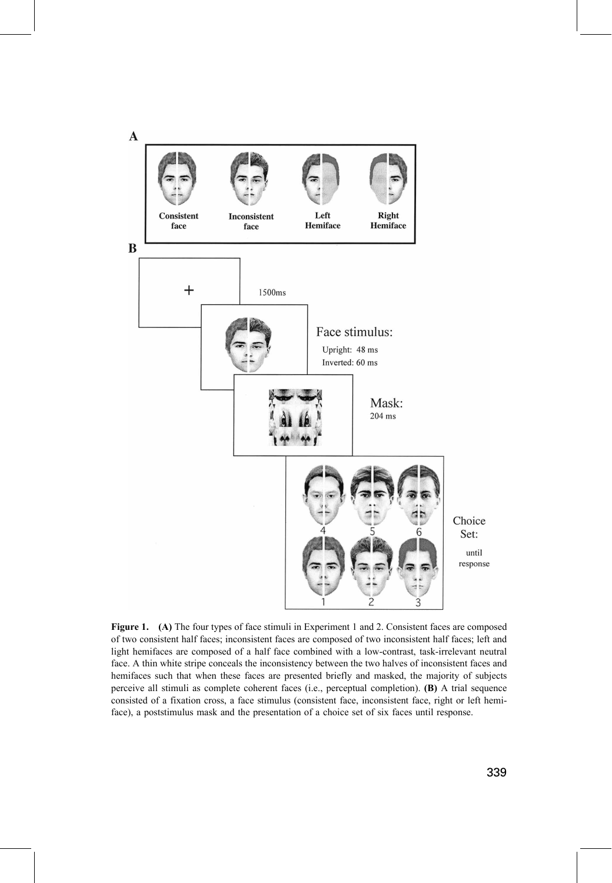**Figure 1.** **(A)** The four types of face stimuli in Experiment 1 and 2. Consistent faces are composed of two consistent half faces; inconsistent faces are composed of two inconsistent half faces; left and light hemifaces are composed of a half face combined with a low-contrast, task-irrelevant neutral face. A thin white stripe conceals the inconsistency between the two halves of inconsistent faces and hemifaces such that when these faces are presented briefly and masked, the majority of subjects perceive all stimuli as complete coherent faces (i.e., perceptual completion). **(B)** A trial sequence consisted of a fixation cross, a face stimulus (consistent face, inconsistent face, right or left hemiface), a poststimulus mask and the presentation of a choice set of six faces until response.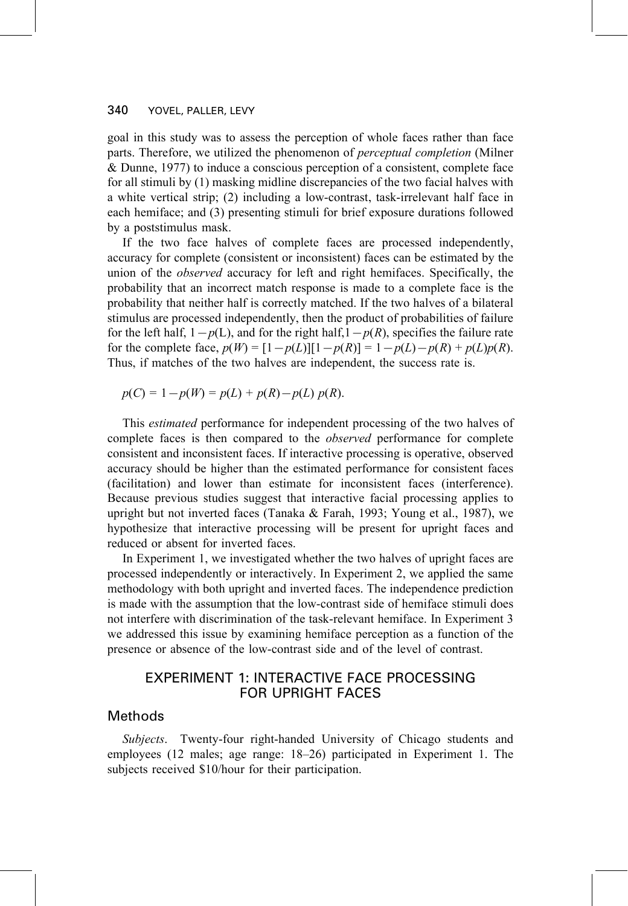goal in this study was to assess the perception of whole faces rather than face parts. Therefore, we utilized the phenomenon of *perceptual completion* (Milner & Dunne, 1977) to induce a conscious perception of a consistent, complete face for all stimuli by (1) masking midline discrepancies of the two facial halves with a white vertical strip; (2) including a low-contrast, task-irrelevant half face in each hemiface; and (3) presenting stimuli for brief exposure durations followed by a poststimulus mask.

If the two face halves of complete faces are processed independently, accuracy for complete (consistent or inconsistent) faces can be estimated by the union of the *observed* accuracy for left and right hemifaces. Specifically, the probability that an incorrect match response is made to a complete face is the probability that neither half is correctly matched. If the two halves of a bilateral stimulus are processed independently, then the product of probabilities of failure for the left half, $1 - p(\mathrm{L})$, and for the right half, $1 - p(R)$, specifies the failure rate for the complete face, $p(W) = [1 - p(L)][1 - p(R)] = 1 - p(L) - p(R) + p(L)p(R)$. Thus, if matches of the two halves are independent, the success rate is.

$$p(C) = 1 - p(W) = p(L) + p(R) - p(L)\ p(R).$$

This *estimated* performance for independent processing of the two halves of complete faces is then compared to the *observed* performance for complete consistent and inconsistent faces. If interactive processing is operative, observed accuracy should be higher than the estimated performance for consistent faces (facilitation) and lower than estimate for inconsistent faces (interference). Because previous studies suggest that interactive facial processing applies to upright but not inverted faces (Tanaka & Farah, 1993; Young et al., 1987), we hypothesize that interactive processing will be present for upright faces and reduced or absent for inverted faces.

In Experiment 1, we investigated whether the two halves of upright faces are processed independently or interactively. In Experiment 2, we applied the same methodology with both upright and inverted faces. The independence prediction is made with the assumption that the low-contrast side of hemiface stimuli does not interfere with discrimination of the task-relevant hemiface. In Experiment 3 we addressed this issue by examining hemiface perception as a function of the presence or absence of the low-contrast side and of the level of contrast.

## EXPERIMENT 1: INTERACTIVE FACE PROCESSING FOR UPRIGHT FACES

### Methods

*Subjects*. Twenty-four right-handed University of Chicago students and employees (12 males; age range: 18–26) participated in Experiment 1. The subjects received \$10/hour for their participation.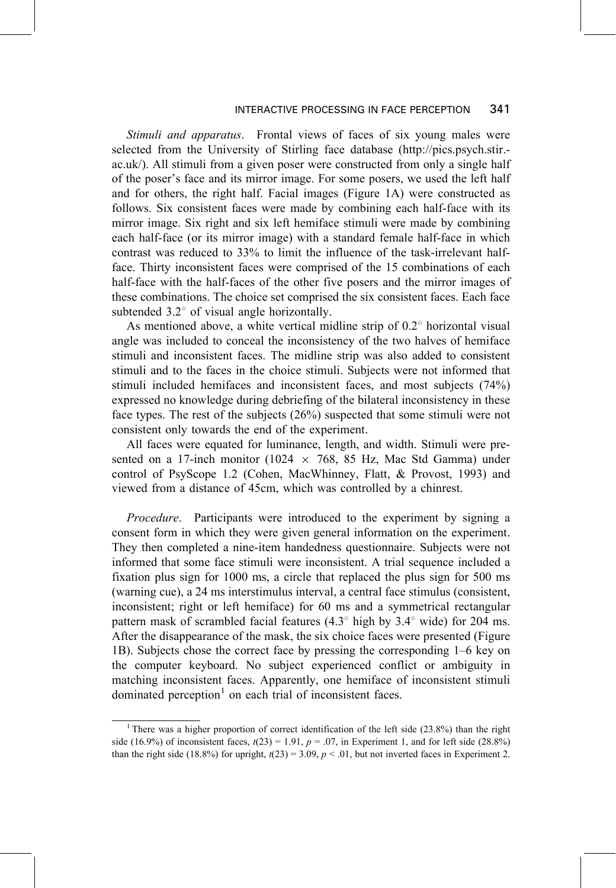*Stimuli and apparatus*. Frontal views of faces of six young males were selected from the University of Stirling face database (http://pics.psych.stir.ac.uk/). All stimuli from a given poser were constructed from only a single half of the poser's face and its mirror image. For some posers, we used the left half and for others, the right half. Facial images (Figure 1A) were constructed as follows. Six consistent faces were made by combining each half-face with its mirror image. Six right and six left hemiface stimuli were made by combining each half-face (or its mirror image) with a standard female half-face in which contrast was reduced to 33% to limit the influence of the task-irrelevant half-face. Thirty inconsistent faces were comprised of the 15 combinations of each half-face with the half-faces of the other five posers and the mirror images of these combinations. The choice set comprised the six consistent faces. Each face subtended 3.2° of visual angle horizontally.

As mentioned above, a white vertical midline strip of 0.2° horizontal visual angle was included to conceal the inconsistency of the two halves of hemiface stimuli and inconsistent faces. The midline strip was also added to consistent stimuli and to the faces in the choice stimuli. Subjects were not informed that stimuli included hemifaces and inconsistent faces, and most subjects (74%) expressed no knowledge during debriefing of the bilateral inconsistency in these face types. The rest of the subjects (26%) suspected that some stimuli were not consistent only towards the end of the experiment.

All faces were equated for luminance, length, and width. Stimuli were presented on a 17-inch monitor (1024 × 768, 85 Hz, Mac Std Gamma) under control of PsyScope 1.2 (Cohen, MacWhinney, Flatt, & Provost, 1993) and viewed from a distance of 45cm, which was controlled by a chinrest.

*Procedure*. Participants were introduced to the experiment by signing a consent form in which they were given general information on the experiment. They then completed a nine-item handedness questionnaire. Subjects were not informed that some face stimuli were inconsistent. A trial sequence included a fixation plus sign for 1000 ms, a circle that replaced the plus sign for 500 ms (warning cue), a 24 ms interstimulus interval, a central face stimulus (consistent, inconsistent; right or left hemiface) for 60 ms and a symmetrical rectangular pattern mask of scrambled facial features (4.3° high by 3.4° wide) for 204 ms. After the disappearance of the mask, the six choice faces were presented (Figure 1B). Subjects chose the correct face by pressing the corresponding 1–6 key on the computer keyboard. No subject experienced conflict or ambiguity in matching inconsistent faces. Apparently, one hemiface of inconsistent stimuli dominated perception[1] on each trial of inconsistent faces.

[1] There was a higher proportion of correct identification of the left side (23.8%) than the right side (16.9%) of inconsistent faces, $t(23) = 1.91$, $p = .07$, in Experiment 1, and for left side (28.8%) than the right side (18.8%) for upright, $t(23) = 3.09$, $p < .01$, but not inverted faces in Experiment 2.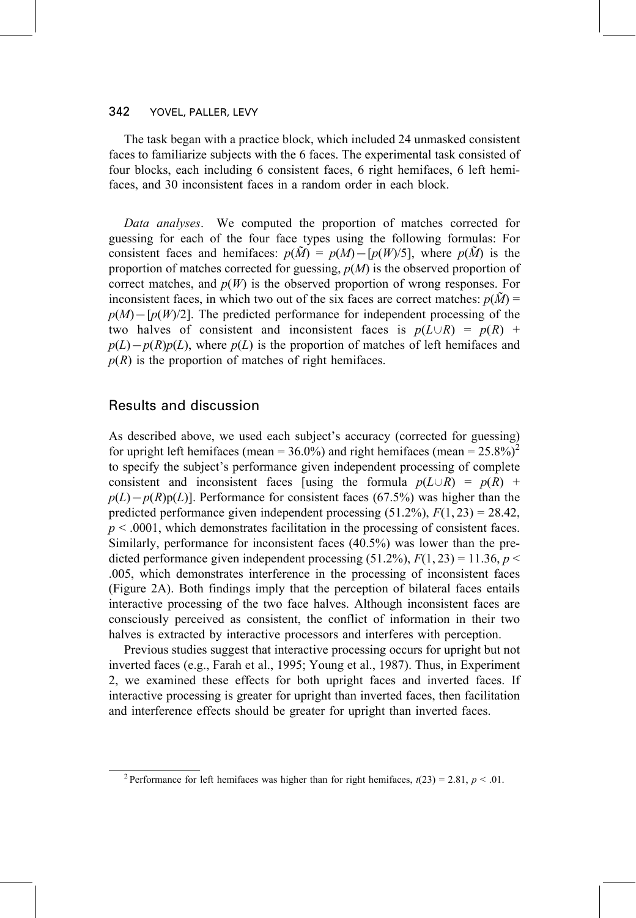The task began with a practice block, which included 24 unmasked consistent faces to familiarize subjects with the 6 faces. The experimental task consisted of four blocks, each including 6 consistent faces, 6 right hemifaces, 6 left hemifaces, and 30 inconsistent faces in a random order in each block.

*Data analyses*. We computed the proportion of matches corrected for guessing for each of the four face types using the following formulas: For consistent faces and hemifaces: $p(\tilde{M}) = p(M) - [p(W)/5]$, where $p(\tilde{M})$ is the proportion of matches corrected for guessing, $p(M)$ is the observed proportion of correct matches, and $p(W)$ is the observed proportion of wrong responses. For inconsistent faces, in which two out of the six faces are correct matches: $p(\tilde{M}) = p(M) - [p(W)/2]$. The predicted performance for independent processing of the two halves of consistent and inconsistent faces is $p(L \cup R) = p(R) + p(L) - p(R)p(L)$, where $p(L)$ is the proportion of matches of left hemifaces and $p(R)$ is the proportion of matches of right hemifaces.

## Results and discussion

As described above, we used each subject's accuracy (corrected for guessing) for upright left hemifaces (mean = 36.0%) and right hemifaces (mean = 25.8%)[2] to specify the subject's performance given independent processing of complete consistent and inconsistent faces [using the formula $p(L \cup R) = p(R) + p(L) - p(R)p(L)$]. Performance for consistent faces (67.5%) was higher than the predicted performance given independent processing (51.2%), $F(1, 23) = 28.42$, $p < .0001$, which demonstrates facilitation in the processing of consistent faces. Similarly, performance for inconsistent faces (40.5%) was lower than the predicted performance given independent processing (51.2%), $F(1, 23) = 11.36$, $p < .005$, which demonstrates interference in the processing of inconsistent faces (Figure 2A). Both findings imply that the perception of bilateral faces entails interactive processing of the two face halves. Although inconsistent faces are consciously perceived as consistent, the conflict of information in their two halves is extracted by interactive processors and interferes with perception.

Previous studies suggest that interactive processing occurs for upright but not inverted faces (e.g., Farah et al., 1995; Young et al., 1987). Thus, in Experiment 2, we examined these effects for both upright faces and inverted faces. If interactive processing is greater for upright than inverted faces, then facilitation and interference effects should be greater for upright than inverted faces.

[2] Performance for left hemifaces was higher than for right hemifaces, $t(23) = 2.81$, $p < .01$.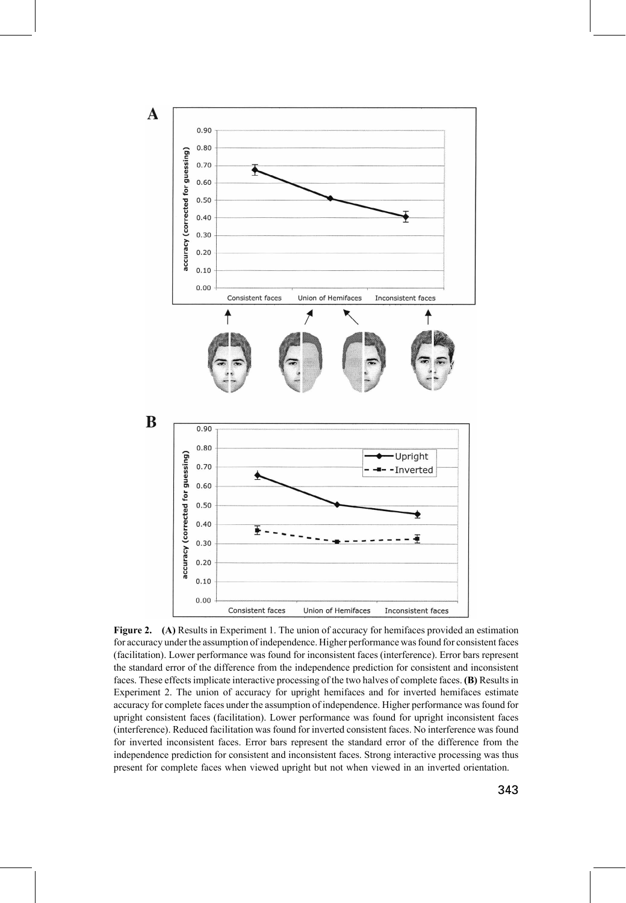**Figure 2.** **(A)** Results in Experiment 1. The union of accuracy for hemifaces provided an estimation for accuracy under the assumption of independence. Higher performance was found for consistent faces (facilitation). Lower performance was found for inconsistent faces (interference). Error bars represent the standard error of the difference from the independence prediction for consistent and inconsistent faces. These effects implicate interactive processing of the two halves of complete faces. **(B)** Results in Experiment 2. The union of accuracy for upright hemifaces and for inverted hemifaces estimate accuracy for complete faces under the assumption of independence. Higher performance was found for upright consistent faces (facilitation). Lower performance was found for upright inconsistent faces (interference). Reduced facilitation was found for inverted consistent faces. No interference was found for inverted inconsistent faces. Error bars represent the standard error of the difference from the independence prediction for consistent and inconsistent faces. Strong interactive processing was thus present for complete faces when viewed upright but not when viewed in an inverted orientation.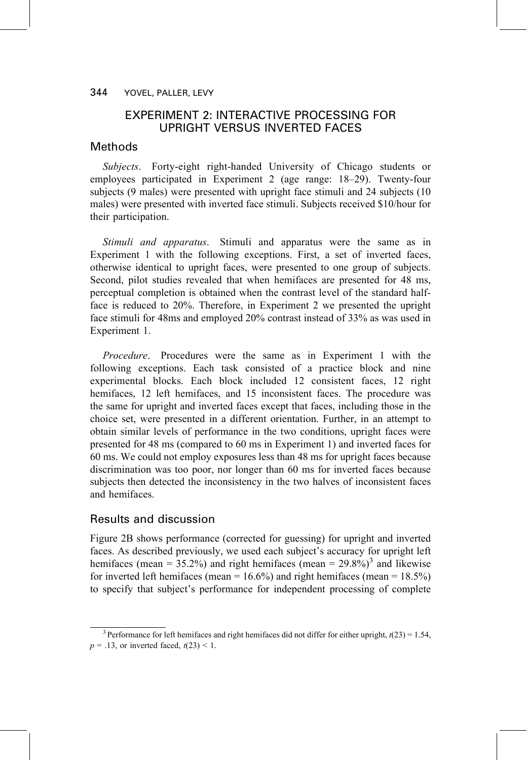## EXPERIMENT 2: INTERACTIVE PROCESSING FOR UPRIGHT VERSUS INVERTED FACES

### Methods

*Subjects*. Forty-eight right-handed University of Chicago students or employees participated in Experiment 2 (age range: 18–29). Twenty-four subjects (9 males) were presented with upright face stimuli and 24 subjects (10 males) were presented with inverted face stimuli. Subjects received $10/hour for their participation.

*Stimuli and apparatus*. Stimuli and apparatus were the same as in Experiment 1 with the following exceptions. First, a set of inverted faces, otherwise identical to upright faces, were presented to one group of subjects. Second, pilot studies revealed that when hemifaces are presented for 48 ms, perceptual completion is obtained when the contrast level of the standard half-face is reduced to 20%. Therefore, in Experiment 2 we presented the upright face stimuli for 48ms and employed 20% contrast instead of 33% as was used in Experiment 1.

*Procedure*. Procedures were the same as in Experiment 1 with the following exceptions. Each task consisted of a practice block and nine experimental blocks. Each block included 12 consistent faces, 12 right hemifaces, 12 left hemifaces, and 15 inconsistent faces. The procedure was the same for upright and inverted faces except that faces, including those in the choice set, were presented in a different orientation. Further, in an attempt to obtain similar levels of performance in the two conditions, upright faces were presented for 48 ms (compared to 60 ms in Experiment 1) and inverted faces for 60 ms. We could not employ exposures less than 48 ms for upright faces because discrimination was too poor, nor longer than 60 ms for inverted faces because subjects then detected the inconsistency in the two halves of inconsistent faces and hemifaces.

### Results and discussion

Figure 2B shows performance (corrected for guessing) for upright and inverted faces. As described previously, we used each subject's accuracy for upright left hemifaces (mean = 35.2%) and right hemifaces (mean = 29.8%)[3] and likewise for inverted left hemifaces (mean = 16.6%) and right hemifaces (mean = 18.5%) to specify that subject's performance for independent processing of complete

[3] Performance for left hemifaces and right hemifaces did not differ for either upright, $t(23) = 1.54$, $p = .13$, or inverted faced, $t(23) < 1$.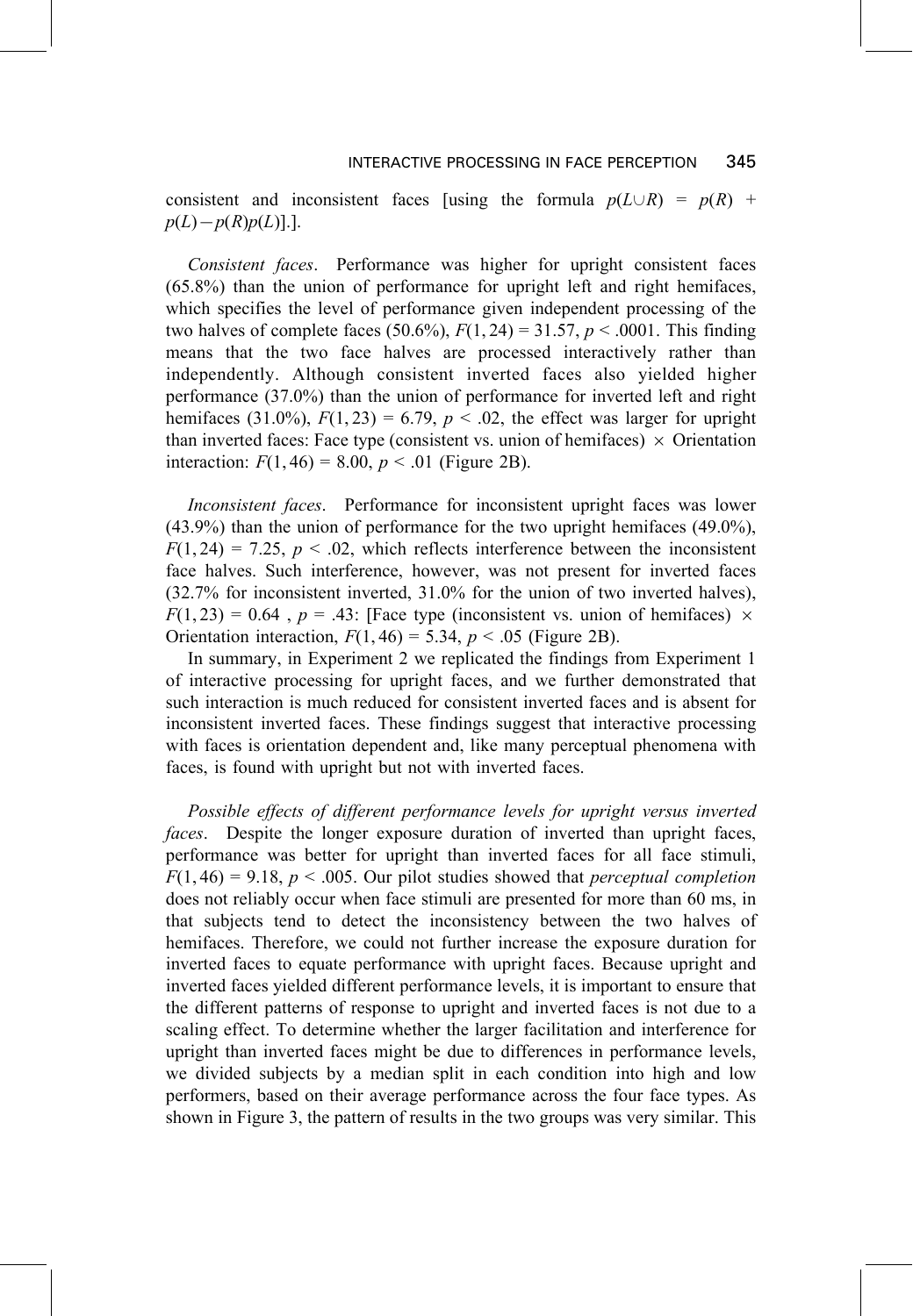consistent and inconsistent faces [using the formula $p(L \cup R) = p(R) + p(L) - p(R)p(L)$].].

*Consistent faces*. Performance was higher for upright consistent faces (65.8%) than the union of performance for upright left and right hemifaces, which specifies the level of performance given independent processing of the two halves of complete faces (50.6%), $F(1, 24) = 31.57$, $p < .0001$. This finding means that the two face halves are processed interactively rather than independently. Although consistent inverted faces also yielded higher performance (37.0%) than the union of performance for inverted left and right hemifaces (31.0%), $F(1, 23) = 6.79$, $p < .02$, the effect was larger for upright than inverted faces: Face type (consistent vs. union of hemifaces) × Orientation interaction: $F(1, 46) = 8.00$, $p < .01$ (Figure 2B).

*Inconsistent faces*. Performance for inconsistent upright faces was lower (43.9%) than the union of performance for the two upright hemifaces (49.0%), $F(1, 24) = 7.25$, $p < .02$, which reflects interference between the inconsistent face halves. Such interference, however, was not present for inverted faces (32.7% for inconsistent inverted, 31.0% for the union of two inverted halves), $F(1, 23) = 0.64$ , $p = .43$: [Face type (inconsistent vs. union of hemifaces) × Orientation interaction, $F(1, 46) = 5.34$, $p < .05$ (Figure 2B).

In summary, in Experiment 2 we replicated the findings from Experiment 1 of interactive processing for upright faces, and we further demonstrated that such interaction is much reduced for consistent inverted faces and is absent for inconsistent inverted faces. These findings suggest that interactive processing with faces is orientation dependent and, like many perceptual phenomena with faces, is found with upright but not with inverted faces.

*Possible effects of different performance levels for upright versus inverted faces*. Despite the longer exposure duration of inverted than upright faces, performance was better for upright than inverted faces for all face stimuli, $F(1, 46) = 9.18$, $p < .005$. Our pilot studies showed that *perceptual completion* does not reliably occur when face stimuli are presented for more than 60 ms, in that subjects tend to detect the inconsistency between the two halves of hemifaces. Therefore, we could not further increase the exposure duration for inverted faces to equate performance with upright faces. Because upright and inverted faces yielded different performance levels, it is important to ensure that the different patterns of response to upright and inverted faces is not due to a scaling effect. To determine whether the larger facilitation and interference for upright than inverted faces might be due to differences in performance levels, we divided subjects by a median split in each condition into high and low performers, based on their average performance across the four face types. As shown in Figure 3, the pattern of results in the two groups was very similar. This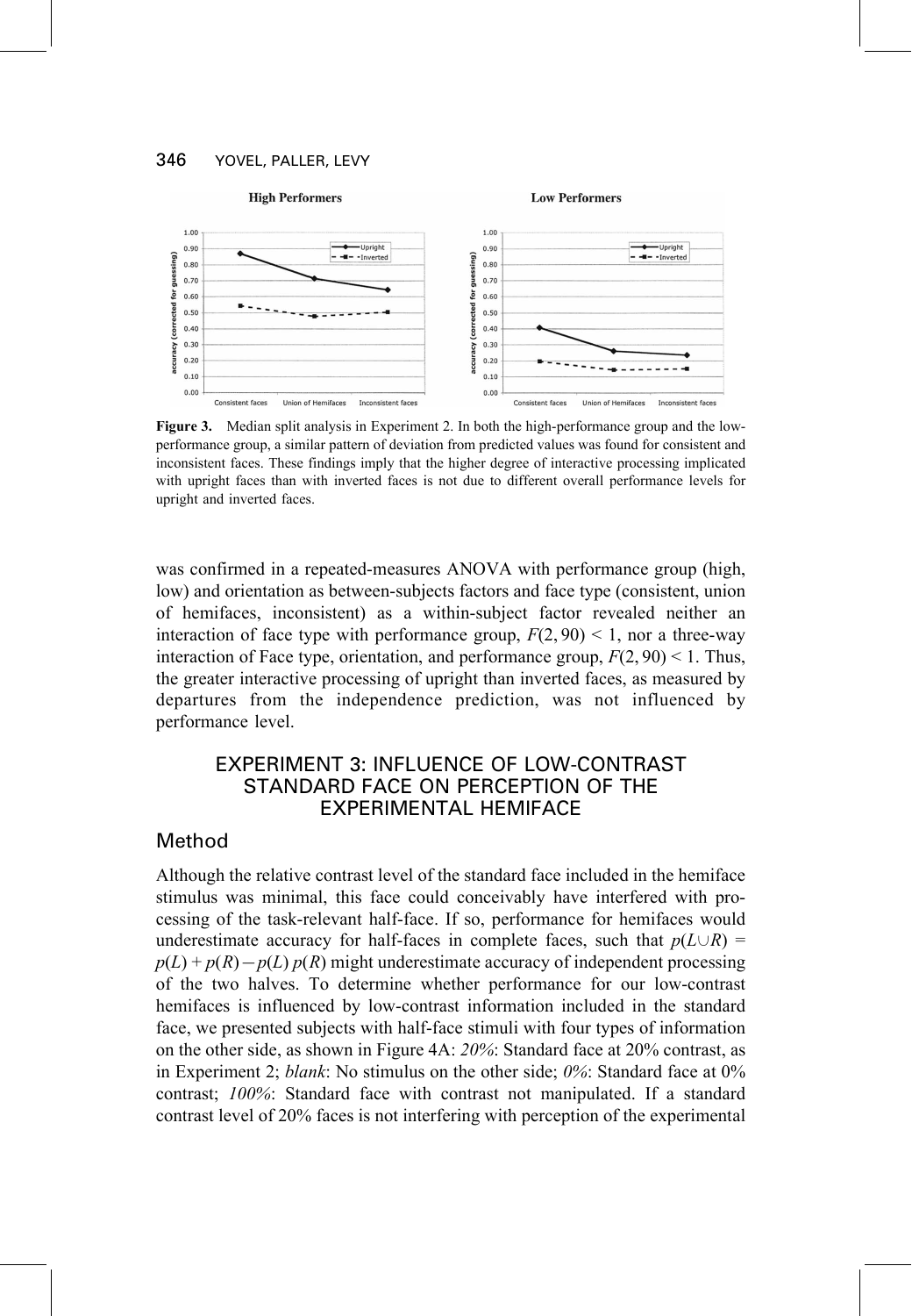**Figure 3.** Median split analysis in Experiment 2. In both the high-performance group and the low-performance group, a similar pattern of deviation from predicted values was found for consistent and inconsistent faces. These findings imply that the higher degree of interactive processing implicated with upright faces than with inverted faces is not due to different overall performance levels for upright and inverted faces.

was confirmed in a repeated-measures ANOVA with performance group (high, low) and orientation as between-subjects factors and face type (consistent, union of hemifaces, inconsistent) as a within-subject factor revealed neither an interaction of face type with performance group, $F(2, 90) < 1$, nor a three-way interaction of Face type, orientation, and performance group, $F(2, 90) < 1$. Thus, the greater interactive processing of upright than inverted faces, as measured by departures from the independence prediction, was not influenced by performance level.

## EXPERIMENT 3: INFLUENCE OF LOW-CONTRAST STANDARD FACE ON PERCEPTION OF THE EXPERIMENTAL HEMIFACE

### Method

Although the relative contrast level of the standard face included in the hemiface stimulus was minimal, this face could conceivably have interfered with processing of the task-relevant half-face. If so, performance for hemifaces would underestimate accuracy for half-faces in complete faces, such that $p(L \cup R) = p(L) + p(R) - p(L)\,p(R)$ might underestimate accuracy of independent processing of the two halves. To determine whether performance for our low-contrast hemifaces is influenced by low-contrast information included in the standard face, we presented subjects with half-face stimuli with four types of information on the other side, as shown in Figure 4A: *20%*: Standard face at 20% contrast, as in Experiment 2; *blank*: No stimulus on the other side; *0%*: Standard face at 0% contrast; *100%*: Standard face with contrast not manipulated. If a standard contrast level of 20% faces is not interfering with perception of the experimental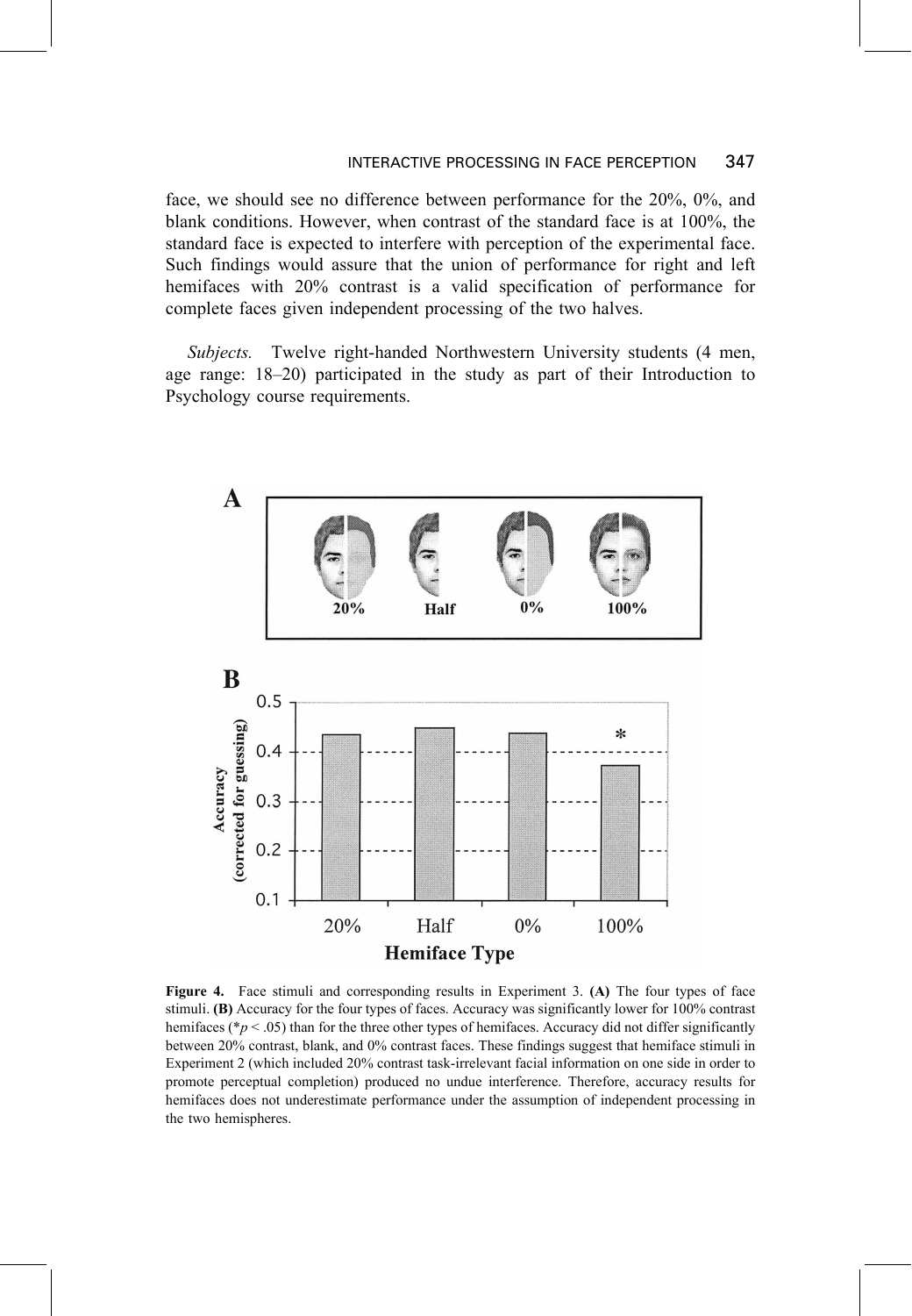face, we should see no difference between performance for the 20%, 0%, and blank conditions. However, when contrast of the standard face is at 100%, the standard face is expected to interfere with perception of the experimental face. Such findings would assure that the union of performance for right and left hemifaces with 20% contrast is a valid specification of performance for complete faces given independent processing of the two halves.

*Subjects.* Twelve right-handed Northwestern University students (4 men, age range: 18–20) participated in the study as part of their Introduction to Psychology course requirements.

**Figure 4.** Face stimuli and corresponding results in Experiment 3. **(A)** The four types of face stimuli. **(B)** Accuracy for the four types of faces. Accuracy was significantly lower for 100% contrast hemifaces (*$p < .05$) than for the three other types of hemifaces. Accuracy did not differ significantly between 20% contrast, blank, and 0% contrast faces. These findings suggest that hemiface stimuli in Experiment 2 (which included 20% contrast task-irrelevant facial information on one side in order to promote perceptual completion) produced no undue interference. Therefore, accuracy results for hemifaces does not underestimate performance under the assumption of independent processing in the two hemispheres.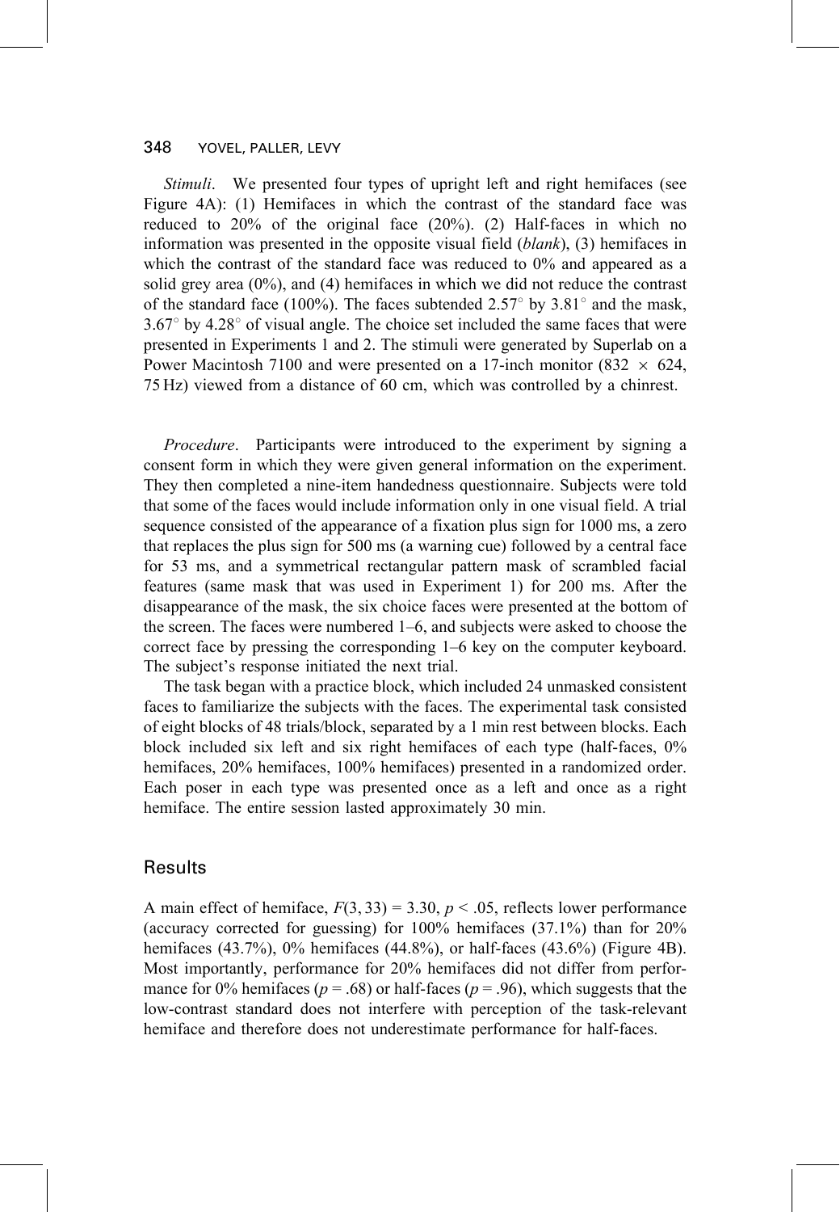*Stimuli*. We presented four types of upright left and right hemifaces (see Figure 4A): (1) Hemifaces in which the contrast of the standard face was reduced to 20% of the original face (20%). (2) Half-faces in which no information was presented in the opposite visual field (*blank*), (3) hemifaces in which the contrast of the standard face was reduced to 0% and appeared as a solid grey area (0%), and (4) hemifaces in which we did not reduce the contrast of the standard face (100%). The faces subtended $2.57^{\circ}$ by $3.81^{\circ}$ and the mask, $3.67^{\circ}$ by $4.28^{\circ}$ of visual angle. The choice set included the same faces that were presented in Experiments 1 and 2. The stimuli were generated by Superlab on a Power Macintosh 7100 and were presented on a 17-inch monitor ($832 \times 624$, 75 Hz) viewed from a distance of 60 cm, which was controlled by a chinrest.

*Procedure*. Participants were introduced to the experiment by signing a consent form in which they were given general information on the experiment. They then completed a nine-item handedness questionnaire. Subjects were told that some of the faces would include information only in one visual field. A trial sequence consisted of the appearance of a fixation plus sign for 1000 ms, a zero that replaces the plus sign for 500 ms (a warning cue) followed by a central face for 53 ms, and a symmetrical rectangular pattern mask of scrambled facial features (same mask that was used in Experiment 1) for 200 ms. After the disappearance of the mask, the six choice faces were presented at the bottom of the screen. The faces were numbered 1–6, and subjects were asked to choose the correct face by pressing the corresponding 1–6 key on the computer keyboard. The subject's response initiated the next trial.

The task began with a practice block, which included 24 unmasked consistent faces to familiarize the subjects with the faces. The experimental task consisted of eight blocks of 48 trials/block, separated by a 1 min rest between blocks. Each block included six left and six right hemifaces of each type (half-faces, 0% hemifaces, 20% hemifaces, 100% hemifaces) presented in a randomized order. Each poser in each type was presented once as a left and once as a right hemiface. The entire session lasted approximately 30 min.

## Results

A main effect of hemiface, $F(3, 33) = 3.30$, $p < .05$, reflects lower performance (accuracy corrected for guessing) for 100% hemifaces (37.1%) than for 20% hemifaces (43.7%), 0% hemifaces (44.8%), or half-faces (43.6%) (Figure 4B). Most importantly, performance for 20% hemifaces did not differ from performance for 0% hemifaces ($p = .68$) or half-faces ($p = .96$), which suggests that the low-contrast standard does not interfere with perception of the task-relevant hemiface and therefore does not underestimate performance for half-faces.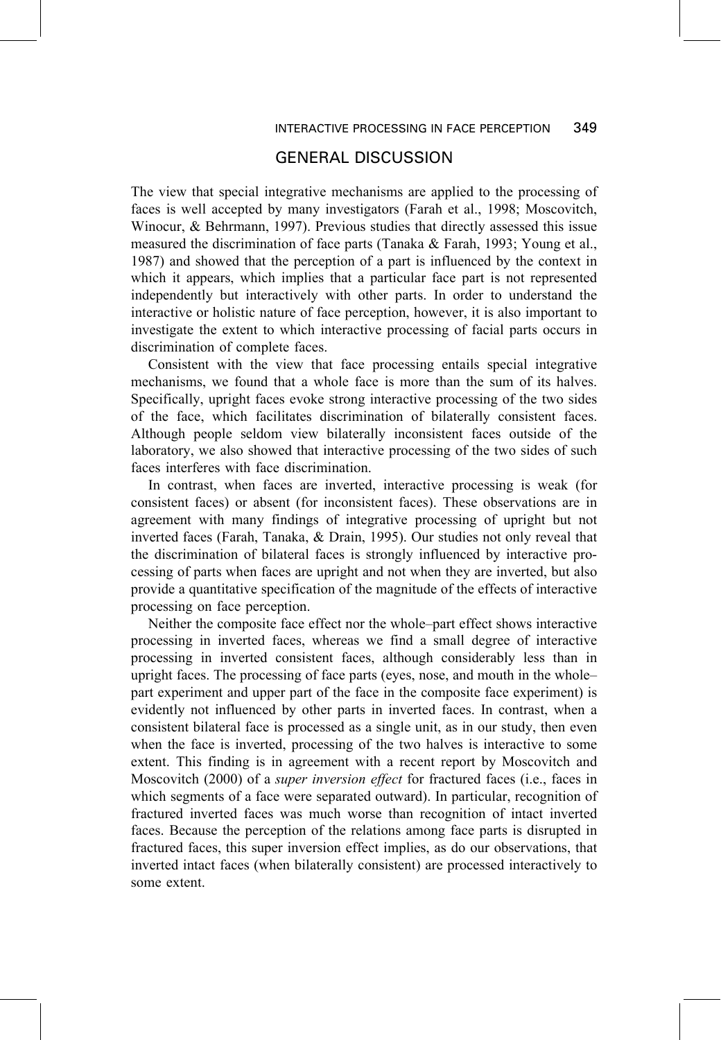## GENERAL DISCUSSION

The view that special integrative mechanisms are applied to the processing of faces is well accepted by many investigators (Farah et al., 1998; Moscovitch, Winocur, & Behrmann, 1997). Previous studies that directly assessed this issue measured the discrimination of face parts (Tanaka & Farah, 1993; Young et al., 1987) and showed that the perception of a part is influenced by the context in which it appears, which implies that a particular face part is not represented independently but interactively with other parts. In order to understand the interactive or holistic nature of face perception, however, it is also important to investigate the extent to which interactive processing of facial parts occurs in discrimination of complete faces.

Consistent with the view that face processing entails special integrative mechanisms, we found that a whole face is more than the sum of its halves. Specifically, upright faces evoke strong interactive processing of the two sides of the face, which facilitates discrimination of bilaterally consistent faces. Although people seldom view bilaterally inconsistent faces outside of the laboratory, we also showed that interactive processing of the two sides of such faces interferes with face discrimination.

In contrast, when faces are inverted, interactive processing is weak (for consistent faces) or absent (for inconsistent faces). These observations are in agreement with many findings of integrative processing of upright but not inverted faces (Farah, Tanaka, & Drain, 1995). Our studies not only reveal that the discrimination of bilateral faces is strongly influenced by interactive processing of parts when faces are upright and not when they are inverted, but also provide a quantitative specification of the magnitude of the effects of interactive processing on face perception.

Neither the composite face effect nor the whole–part effect shows interactive processing in inverted faces, whereas we find a small degree of interactive processing in inverted consistent faces, although considerably less than in upright faces. The processing of face parts (eyes, nose, and mouth in the whole–part experiment and upper part of the face in the composite face experiment) is evidently not influenced by other parts in inverted faces. In contrast, when a consistent bilateral face is processed as a single unit, as in our study, then even when the face is inverted, processing of the two halves is interactive to some extent. This finding is in agreement with a recent report by Moscovitch and Moscovitch (2000) of a *super inversion effect* for fractured faces (i.e., faces in which segments of a face were separated outward). In particular, recognition of fractured inverted faces was much worse than recognition of intact inverted faces. Because the perception of the relations among face parts is disrupted in fractured faces, this super inversion effect implies, as do our observations, that inverted intact faces (when bilaterally consistent) are processed interactively to some extent.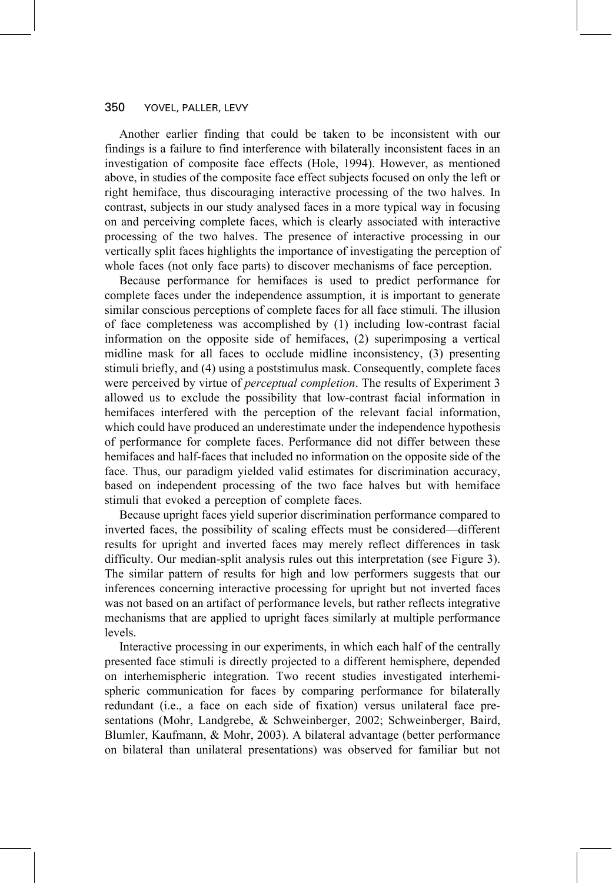Another earlier finding that could be taken to be inconsistent with our findings is a failure to find interference with bilaterally inconsistent faces in an investigation of composite face effects (Hole, 1994). However, as mentioned above, in studies of the composite face effect subjects focused on only the left or right hemiface, thus discouraging interactive processing of the two halves. In contrast, subjects in our study analysed faces in a more typical way in focusing on and perceiving complete faces, which is clearly associated with interactive processing of the two halves. The presence of interactive processing in our vertically split faces highlights the importance of investigating the perception of whole faces (not only face parts) to discover mechanisms of face perception.

Because performance for hemifaces is used to predict performance for complete faces under the independence assumption, it is important to generate similar conscious perceptions of complete faces for all face stimuli. The illusion of face completeness was accomplished by (1) including low-contrast facial information on the opposite side of hemifaces, (2) superimposing a vertical midline mask for all faces to occlude midline inconsistency, (3) presenting stimuli briefly, and (4) using a poststimulus mask. Consequently, complete faces were perceived by virtue of *perceptual completion*. The results of Experiment 3 allowed us to exclude the possibility that low-contrast facial information in hemifaces interfered with the perception of the relevant facial information, which could have produced an underestimate under the independence hypothesis of performance for complete faces. Performance did not differ between these hemifaces and half-faces that included no information on the opposite side of the face. Thus, our paradigm yielded valid estimates for discrimination accuracy, based on independent processing of the two face halves but with hemiface stimuli that evoked a perception of complete faces.

Because upright faces yield superior discrimination performance compared to inverted faces, the possibility of scaling effects must be considered—different results for upright and inverted faces may merely reflect differences in task difficulty. Our median-split analysis rules out this interpretation (see Figure 3). The similar pattern of results for high and low performers suggests that our inferences concerning interactive processing for upright but not inverted faces was not based on an artifact of performance levels, but rather reflects integrative mechanisms that are applied to upright faces similarly at multiple performance levels.

Interactive processing in our experiments, in which each half of the centrally presented face stimuli is directly projected to a different hemisphere, depended on interhemispheric integration. Two recent studies investigated interhemispheric communication for faces by comparing performance for bilaterally redundant (i.e., a face on each side of fixation) versus unilateral face presentations (Mohr, Landgrebe, & Schweinberger, 2002; Schweinberger, Baird, Blumler, Kaufmann, & Mohr, 2003). A bilateral advantage (better performance on bilateral than unilateral presentations) was observed for familiar but not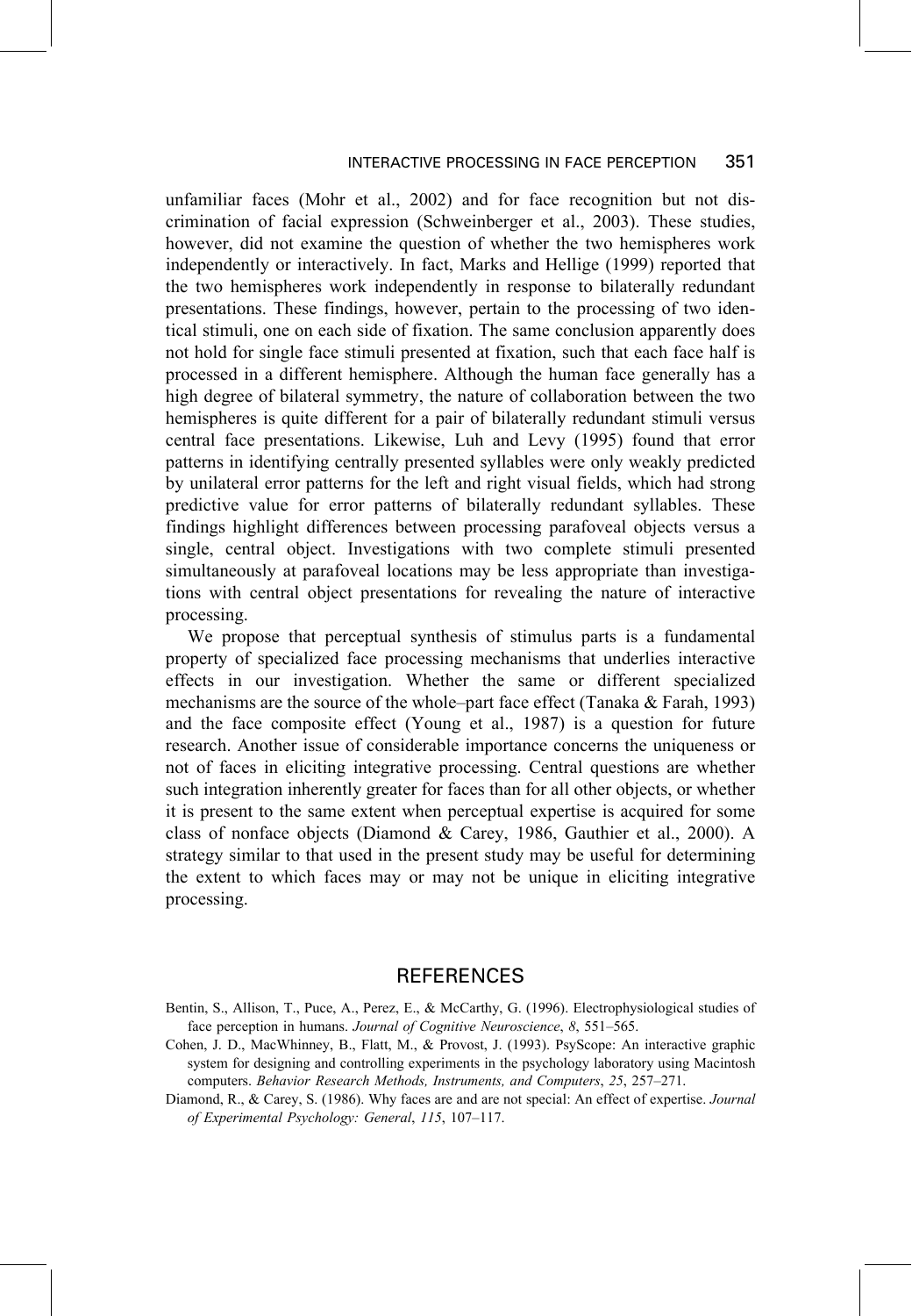unfamiliar faces (Mohr et al., 2002) and for face recognition but not discrimination of facial expression (Schweinberger et al., 2003). These studies, however, did not examine the question of whether the two hemispheres work independently or interactively. In fact, Marks and Hellige (1999) reported that the two hemispheres work independently in response to bilaterally redundant presentations. These findings, however, pertain to the processing of two identical stimuli, one on each side of fixation. The same conclusion apparently does not hold for single face stimuli presented at fixation, such that each face half is processed in a different hemisphere. Although the human face generally has a high degree of bilateral symmetry, the nature of collaboration between the two hemispheres is quite different for a pair of bilaterally redundant stimuli versus central face presentations. Likewise, Luh and Levy (1995) found that error patterns in identifying centrally presented syllables were only weakly predicted by unilateral error patterns for the left and right visual fields, which had strong predictive value for error patterns of bilaterally redundant syllables. These findings highlight differences between processing parafoveal objects versus a single, central object. Investigations with two complete stimuli presented simultaneously at parafoveal locations may be less appropriate than investigations with central object presentations for revealing the nature of interactive processing.

We propose that perceptual synthesis of stimulus parts is a fundamental property of specialized face processing mechanisms that underlies interactive effects in our investigation. Whether the same or different specialized mechanisms are the source of the whole–part face effect (Tanaka & Farah, 1993) and the face composite effect (Young et al., 1987) is a question for future research. Another issue of considerable importance concerns the uniqueness or not of faces in eliciting integrative processing. Central questions are whether such integration inherently greater for faces than for all other objects, or whether it is present to the same extent when perceptual expertise is acquired for some class of nonface objects (Diamond & Carey, 1986, Gauthier et al., 2000). A strategy similar to that used in the present study may be useful for determining the extent to which faces may or may not be unique in eliciting integrative processing.

## REFERENCES

Bentin, S., Allison, T., Puce, A., Perez, E., & McCarthy, G. (1996). Electrophysiological studies of face perception in humans. *Journal of Cognitive Neuroscience*, *8*, 551–565.

Cohen, J. D., MacWhinney, B., Flatt, M., & Provost, J. (1993). PsyScope: An interactive graphic system for designing and controlling experiments in the psychology laboratory using Macintosh computers. *Behavior Research Methods, Instruments, and Computers*, *25*, 257–271.

Diamond, R., & Carey, S. (1986). Why faces are and are not special: An effect of expertise. *Journal of Experimental Psychology: General*, *115*, 107–117.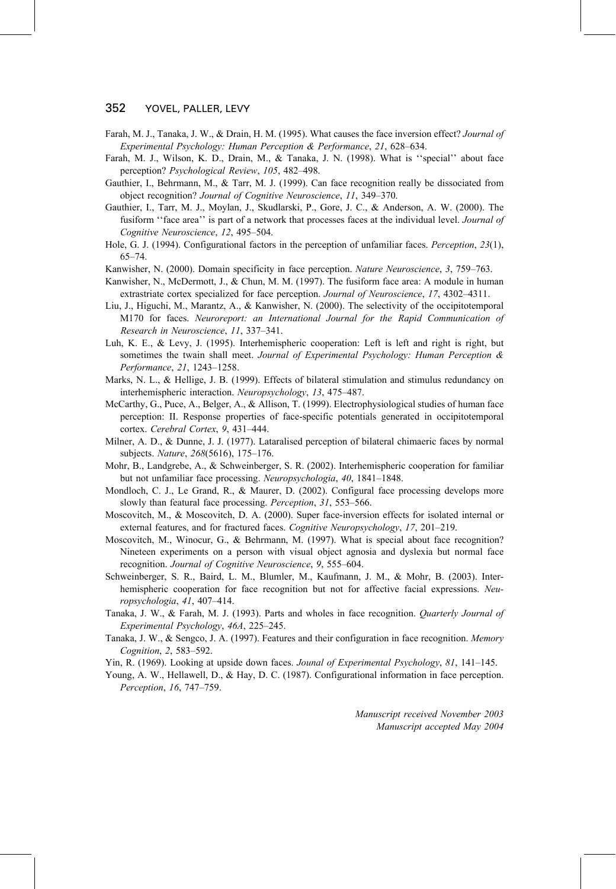Farah, M. J., Tanaka, J. W., & Drain, H. M. (1995). What causes the face inversion effect? *Journal of Experimental Psychology: Human Perception & Performance*, *21*, 628–634.

Farah, M. J., Wilson, K. D., Drain, M., & Tanaka, J. N. (1998). What is ''special'' about face perception? *Psychological Review*, *105*, 482–498.

Gauthier, I., Behrmann, M., & Tarr, M. J. (1999). Can face recognition really be dissociated from object recognition? *Journal of Cognitive Neuroscience*, *11*, 349–370.

Gauthier, I., Tarr, M. J., Moylan, J., Skudlarski, P., Gore, J. C., & Anderson, A. W. (2000). The fusiform ''face area'' is part of a network that processes faces at the individual level. *Journal of Cognitive Neuroscience*, *12*, 495–504.

Hole, G. J. (1994). Configurational factors in the perception of unfamiliar faces. *Perception*, *23*(1), 65–74.

Kanwisher, N. (2000). Domain specificity in face perception. *Nature Neuroscience*, *3*, 759–763.

Kanwisher, N., McDermott, J., & Chun, M. M. (1997). The fusiform face area: A module in human extrastriate cortex specialized for face perception. *Journal of Neuroscience*, *17*, 4302–4311.

Liu, J., Higuchi, M., Marantz, A., & Kanwisher, N. (2000). The selectivity of the occipitotemporal M170 for faces. *Neuroreport: an International Journal for the Rapid Communication of Research in Neuroscience*, *11*, 337–341.

Luh, K. E., & Levy, J. (1995). Interhemispheric cooperation: Left is left and right is right, but sometimes the twain shall meet. *Journal of Experimental Psychology: Human Perception & Performance*, *21*, 1243–1258.

Marks, N. L., & Hellige, J. B. (1999). Effects of bilateral stimulation and stimulus redundancy on interhemispheric interaction. *Neuropsychology*, *13*, 475–487.

McCarthy, G., Puce, A., Belger, A., & Allison, T. (1999). Electrophysiological studies of human face perception: II. Response properties of face-specific potentials generated in occipitotemporal cortex. *Cerebral Cortex*, *9*, 431–444.

Milner, A. D., & Dunne, J. J. (1977). Lataralised perception of bilateral chimaeric faces by normal subjects. *Nature*, *268*(5616), 175–176.

Mohr, B., Landgrebe, A., & Schweinberger, S. R. (2002). Interhemispheric cooperation for familiar but not unfamiliar face processing. *Neuropsychologia*, *40*, 1841–1848.

Mondloch, C. J., Le Grand, R., & Maurer, D. (2002). Configural face processing develops more slowly than featural face processing. *Perception*, *31*, 553–566.

Moscovitch, M., & Moscovitch, D. A. (2000). Super face-inversion effects for isolated internal or external features, and for fractured faces. *Cognitive Neuropsychology*, *17*, 201–219.

Moscovitch, M., Winocur, G., & Behrmann, M. (1997). What is special about face recognition? Nineteen experiments on a person with visual object agnosia and dyslexia but normal face recognition. *Journal of Cognitive Neuroscience*, *9*, 555–604.

Schweinberger, S. R., Baird, L. M., Blumler, M., Kaufmann, J. M., & Mohr, B. (2003). Interhemispheric cooperation for face recognition but not for affective facial expressions. *Neuropsychologia*, *41*, 407–414.

Tanaka, J. W., & Farah, M. J. (1993). Parts and wholes in face recognition. *Quarterly Journal of Experimental Psychology*, *46A*, 225–245.

Tanaka, J. W., & Sengco, J. A. (1997). Features and their configuration in face recognition. *Memory Cognition*, *2*, 583–592.

Yin, R. (1969). Looking at upside down faces. *Jounal of Experimental Psychology*, *81*, 141–145.

Young, A. W., Hellawell, D., & Hay, D. C. (1987). Configurational information in face perception. *Perception*, *16*, 747–759.

*Manuscript received November 2003*
*Manuscript accepted May 2004*